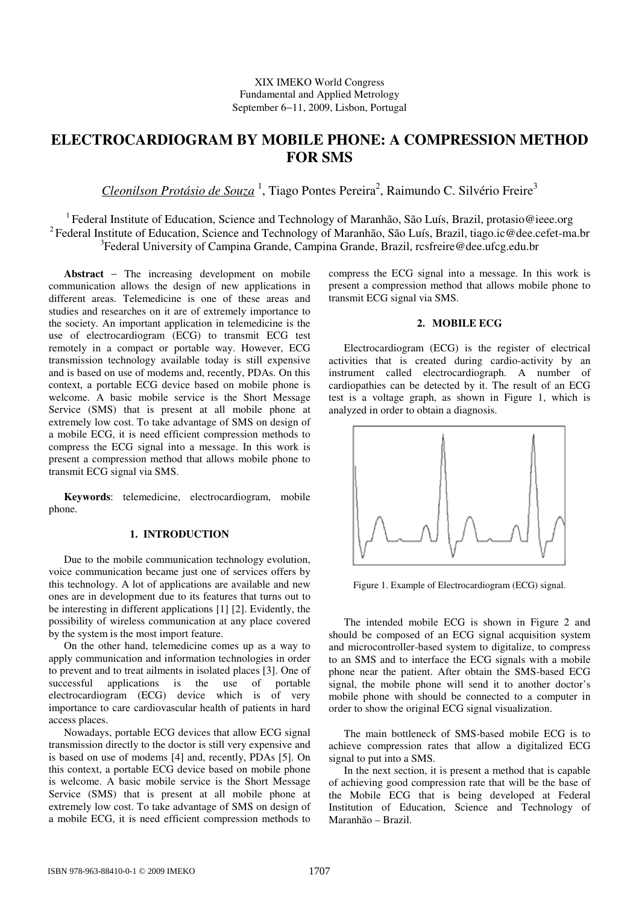XIX IMEKO World Congress
Fundamental and Applied Metrology
September 6−11, 2009, Lisbon, Portugal

# ELECTROCARDIOGRAM BY MOBILE PHONE: A COMPRESSION METHOD FOR SMS

*Cleonilson Protásio de Souza* [1], Tiago Pontes Pereira[2], Raimundo C. Silvério Freire[3]

[1] Federal Institute of Education, Science and Technology of Maranhão, São Luís, Brazil, protasio@ieee.org
[2] Federal Institute of Education, Science and Technology of Maranhão, São Luís, Brazil, tiago.ic@dee.cefet-ma.br
[3] Federal University of Campina Grande, Campina Grande, Brazil, rcsfreire@dee.ufcg.edu.br

**Abstract** − The increasing development on mobile communication allows the design of new applications in different areas. Telemedicine is one of these areas and studies and researches on it are of extremely importance to the society. An important application in telemedicine is the use of electrocardiogram (ECG) to transmit ECG test remotely in a compact or portable way. However, ECG transmission technology available today is still expensive and is based on use of modems and, recently, PDAs. On this context, a portable ECG device based on mobile phone is welcome. A basic mobile service is the Short Message Service (SMS) that is present at all mobile phone at extremely low cost. To take advantage of SMS on design of a mobile ECG, it is need efficient compression methods to compress the ECG signal into a message. In this work is present a compression method that allows mobile phone to transmit ECG signal via SMS.

**Keywords**: telemedicine, electrocardiogram, mobile phone.

## 1. INTRODUCTION

Due to the mobile communication technology evolution, voice communication became just one of services offers by this technology. A lot of applications are available and new ones are in development due to its features that turns out to be interesting in different applications [1] [2]. Evidently, the possibility of wireless communication at any place covered by the system is the most import feature.

On the other hand, telemedicine comes up as a way to apply communication and information technologies in order to prevent and to treat ailments in isolated places [3]. One of successful applications is the use of portable electrocardiogram (ECG) device which is of very importance to care cardiovascular health of patients in hard access places.

Nowadays, portable ECG devices that allow ECG signal transmission directly to the doctor is still very expensive and is based on use of modems [4] and, recently, PDAs [5]. On this context, a portable ECG device based on mobile phone is welcome. A basic mobile service is the Short Message Service (SMS) that is present at all mobile phone at extremely low cost. To take advantage of SMS on design of a mobile ECG, it is need efficient compression methods to compress the ECG signal into a message. In this work is present a compression method that allows mobile phone to transmit ECG signal via SMS.

## 2. MOBILE ECG

Electrocardiogram (ECG) is the register of electrical activities that is created during cardio-activity by an instrument called electrocardiograph. A number of cardiopathies can be detected by it. The result of an ECG test is a voltage graph, as shown in Figure 1, which is analyzed in order to obtain a diagnosis.

Figure 1. Example of Electrocardiogram (ECG) signal.

The intended mobile ECG is shown in Figure 2 and should be composed of an ECG signal acquisition system and microcontroller-based system to digitalize, to compress to an SMS and to interface the ECG signals with a mobile phone near the patient. After obtain the SMS-based ECG signal, the mobile phone will send it to another doctor's mobile phone with should be connected to a computer in order to show the original ECG signal visualization.

The main bottleneck of SMS-based mobile ECG is to achieve compression rates that allow a digitalized ECG signal to put into a SMS.

In the next section, it is present a method that is capable of achieving good compression rate that will be the base of the Mobile ECG that is being developed at Federal Institution of Education, Science and Technology of Maranhão – Brazil.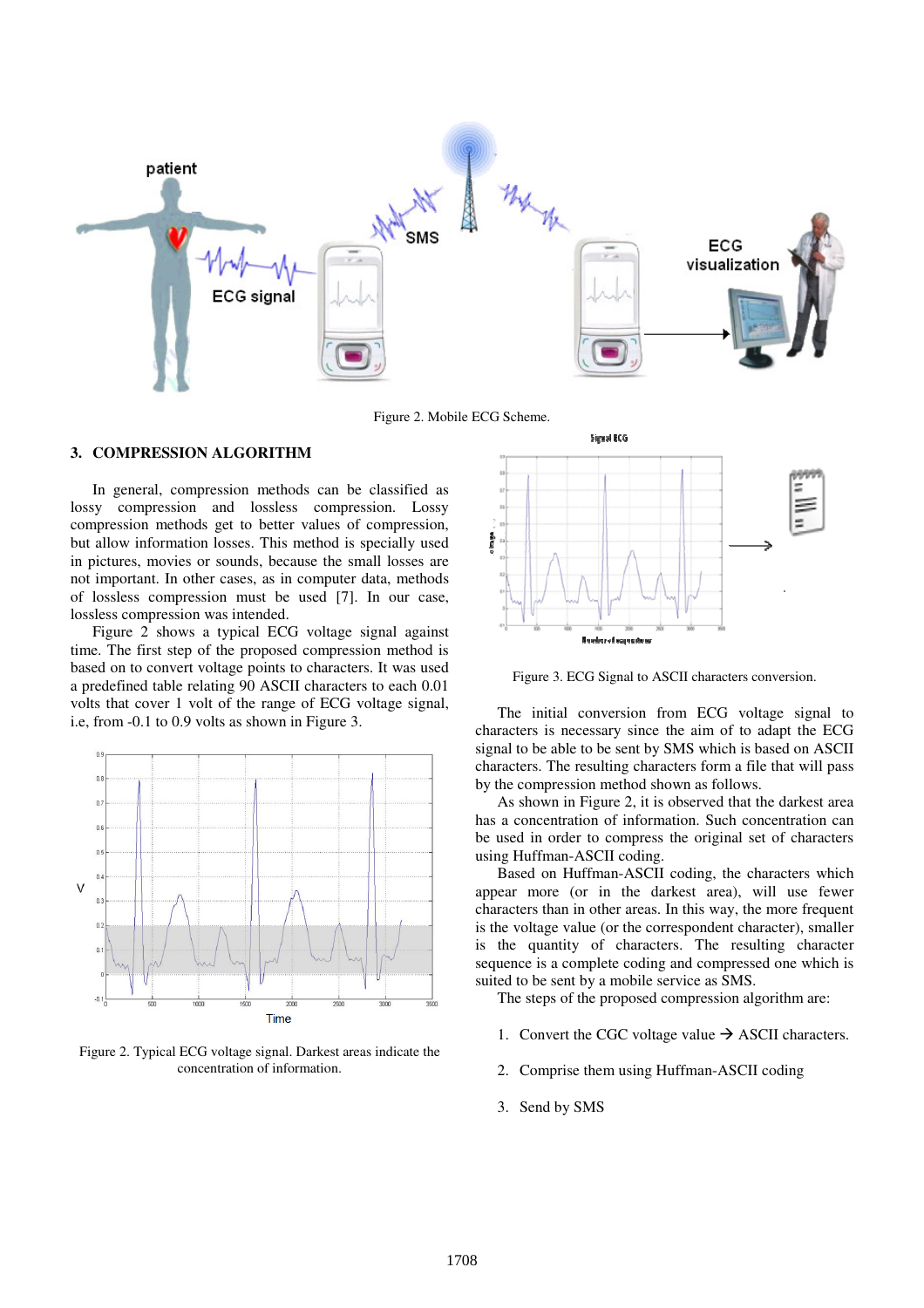Figure 2. Mobile ECG Scheme.

## 3. COMPRESSION ALGORITHM

In general, compression methods can be classified as lossy compression and lossless compression. Lossy compression methods get to better values of compression, but allow information losses. This method is specially used in pictures, movies or sounds, because the small losses are not important. In other cases, as in computer data, methods of lossless compression must be used [7]. In our case, lossless compression was intended.

Figure 2 shows a typical ECG voltage signal against time. The first step of the proposed compression method is based on to convert voltage points to characters. It was used a predefined table relating 90 ASCII characters to each 0.01 volts that cover 1 volt of the range of ECG voltage signal, i.e, from -0.1 to 0.9 volts as shown in Figure 3.

Figure 2. Typical ECG voltage signal. Darkest areas indicate the concentration of information.

Figure 3. ECG Signal to ASCII characters conversion.

The initial conversion from ECG voltage signal to characters is necessary since the aim of to adapt the ECG signal to be able to be sent by SMS which is based on ASCII characters. The resulting characters form a file that will pass by the compression method shown as follows.

As shown in Figure 2, it is observed that the darkest area has a concentration of information. Such concentration can be used in order to compress the original set of characters using Huffman-ASCII coding.

Based on Huffman-ASCII coding, the characters which appear more (or in the darkest area), will use fewer characters than in other areas. In this way, the more frequent is the voltage value (or the correspondent character), smaller is the quantity of characters. The resulting character sequence is a complete coding and compressed one which is suited to be sent by a mobile service as SMS.

The steps of the proposed compression algorithm are:

1. Convert the CGC voltage value → ASCII characters.

2. Comprise them using Huffman-ASCII coding

3. Send by SMS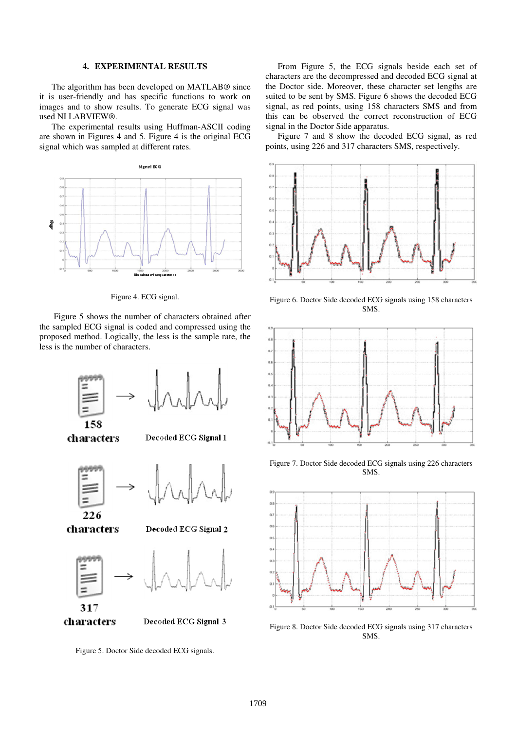## 4. EXPERIMENTAL RESULTS

The algorithm has been developed on MATLAB® since it is user-friendly and has specific functions to work on images and to show results. To generate ECG signal was used NI LABVIEW®.

The experimental results using Huffman-ASCII coding are shown in Figures 4 and 5. Figure 4 is the original ECG signal which was sampled at different rates.

Figure 4. ECG signal.

Figure 5 shows the number of characters obtained after the sampled ECG signal is coded and compressed using the proposed method. Logically, the less is the sample rate, the less is the number of characters.

Figure 5. Doctor Side decoded ECG signals.

From Figure 5, the ECG signals beside each set of characters are the decompressed and decoded ECG signal at the Doctor side. Moreover, these character set lengths are suited to be sent by SMS. Figure 6 shows the decoded ECG signal, as red points, using 158 characters SMS and from this can be observed the correct reconstruction of ECG signal in the Doctor Side apparatus.

Figure 7 and 8 show the decoded ECG signal, as red points, using 226 and 317 characters SMS, respectively.

Figure 6. Doctor Side decoded ECG signals using 158 characters SMS.

Figure 7. Doctor Side decoded ECG signals using 226 characters SMS.

Figure 8. Doctor Side decoded ECG signals using 317 characters SMS.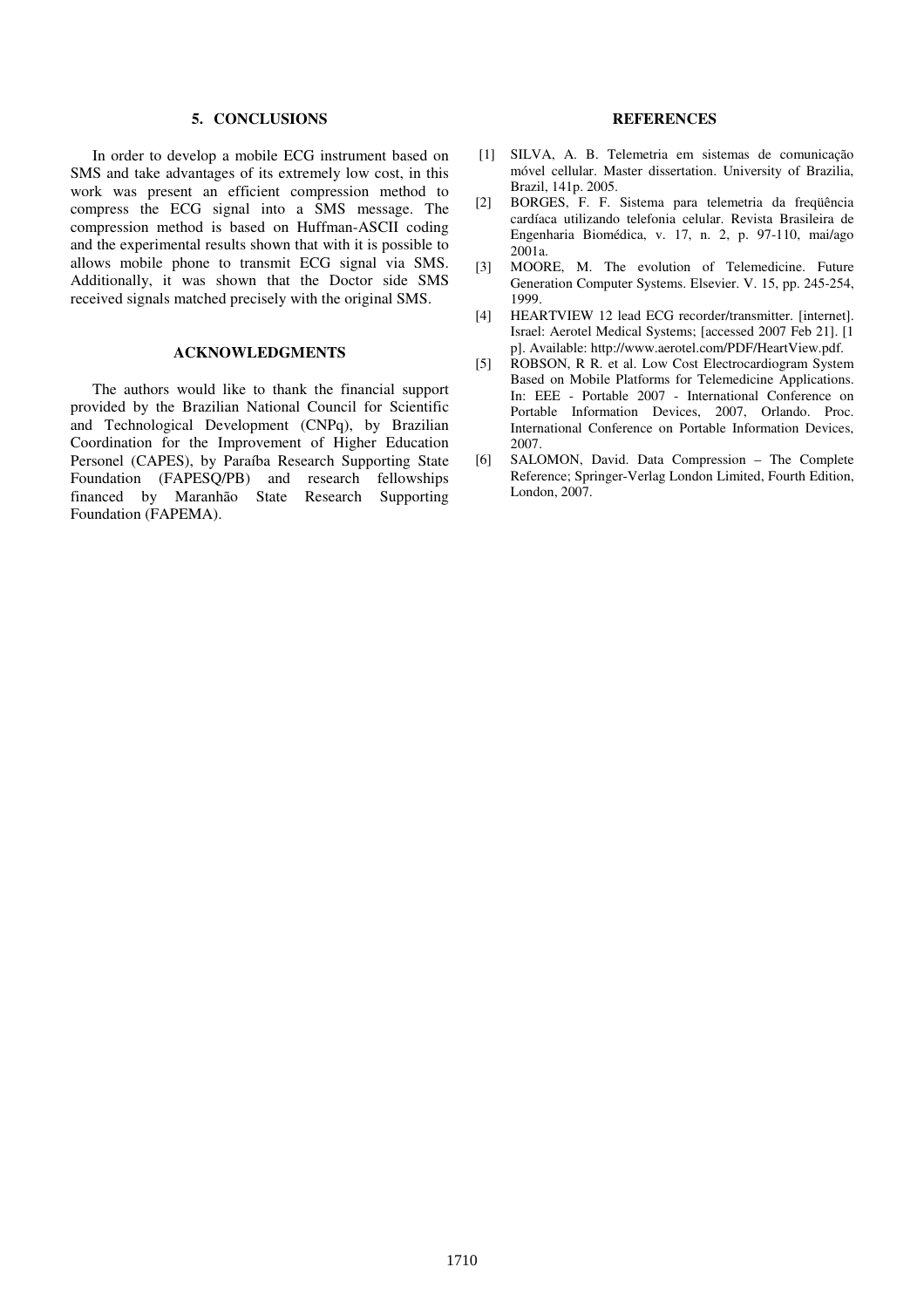## 5. CONCLUSIONS

In order to develop a mobile ECG instrument based on SMS and take advantages of its extremely low cost, in this work was present an efficient compression method to compress the ECG signal into a SMS message. The compression method is based on Huffman-ASCII coding and the experimental results shown that with it is possible to allows mobile phone to transmit ECG signal via SMS. Additionally, it was shown that the Doctor side SMS received signals matched precisely with the original SMS.

## ACKNOWLEDGMENTS

The authors would like to thank the financial support provided by the Brazilian National Council for Scientific and Technological Development (CNPq), by Brazilian Coordination for the Improvement of Higher Education Personel (CAPES), by Paraíba Research Supporting State Foundation (FAPESQ/PB) and research fellowships financed by Maranhão State Research Supporting Foundation (FAPEMA).

## REFERENCES

[1] SILVA, A. B. Telemetria em sistemas de comunicação móvel cellular. Master dissertation. University of Brazilia, Brazil, 141p. 2005.

[2] BORGES, F. F. Sistema para telemetria da freqüência cardíaca utilizando telefonia celular. Revista Brasileira de Engenharia Biomédica, v. 17, n. 2, p. 97-110, mai/ago 2001a.

[3] MOORE, M. The evolution of Telemedicine. Future Generation Computer Systems. Elsevier. V. 15, pp. 245-254, 1999.

[4] HEARTVIEW 12 lead ECG recorder/transmitter. [internet]. Israel: Aerotel Medical Systems; [accessed 2007 Feb 21]. [1 p]. Available: http://www.aerotel.com/PDF/HeartView.pdf.

[5] ROBSON, R R. et al. Low Cost Electrocardiogram System Based on Mobile Platforms for Telemedicine Applications. In: EEE - Portable 2007 - International Conference on Portable Information Devices, 2007, Orlando. Proc. International Conference on Portable Information Devices, 2007.

[6] SALOMON, David. Data Compression – The Complete Reference; Springer-Verlag London Limited, Fourth Edition, London, 2007.